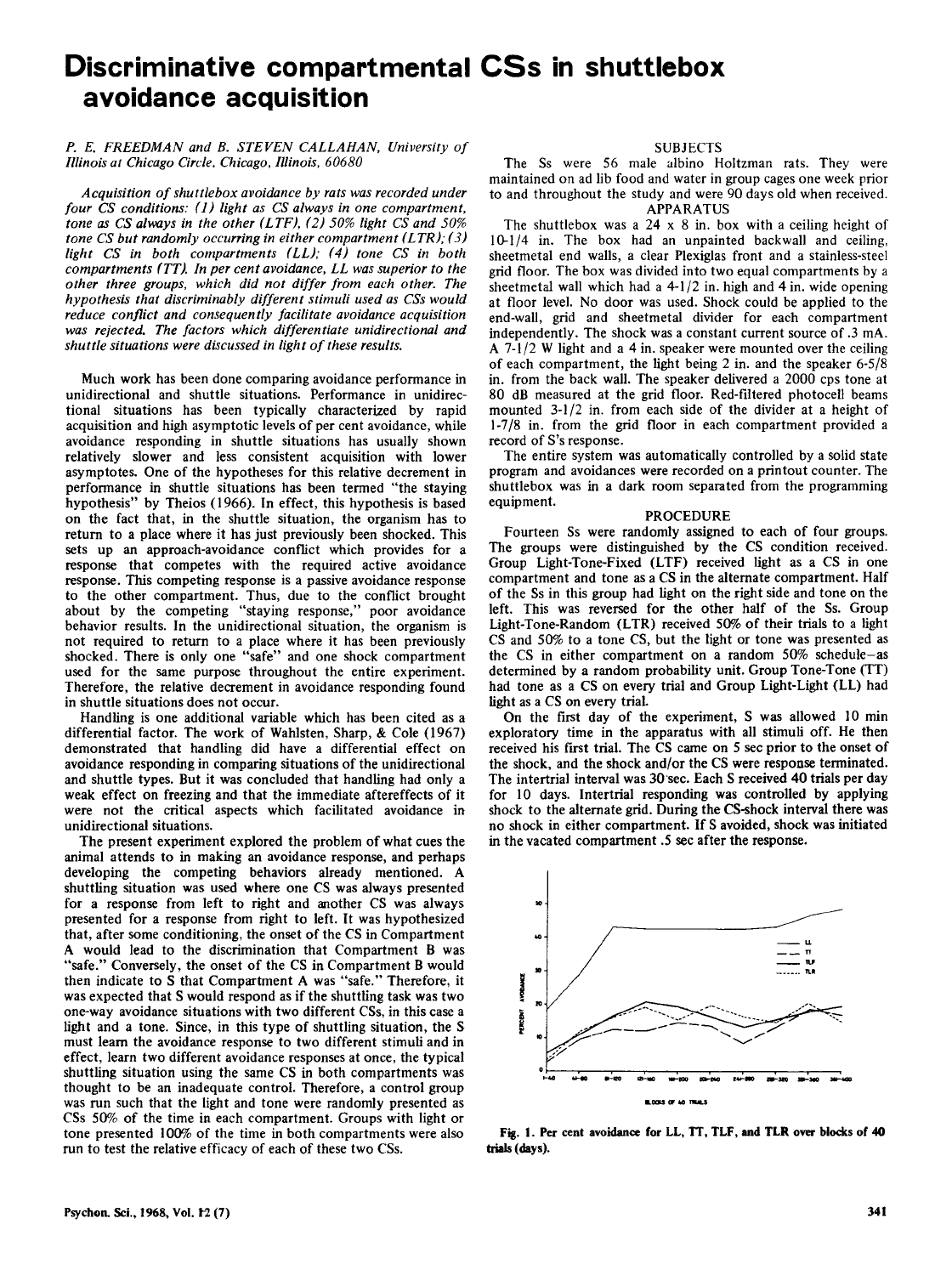# Discriminative compartmental CSs in shuttlebox avoidance acquisition

*P. E. FREEDMAN and B. STEVEN CALLAHAN, University of Illinois at Chicago Circle, Chicago, Illinois, 60680*

*Acquisition of shuttlebox avoidance by rats was recorded under four CS conditions: (1) light as CS always in one compartment, tone as CS always in the other (LTF), (2) 50% light CS and 50% tone CS but randomly occurring in either compartment (LTR); (3) light CS in both compartments (LL); (4) tone CS in both compartments (TT). In per cent avoidance, LL was superior to the other three groups, which did not differ from each other. The hypothesis that discriminably different stimuli used as CSs would reduce conflict and consequently facilitate avoidance acquisition was rejected. The factors which differentiate unidirectional and shuttle situations were discussed in light of these results.*

Much work has been done comparing avoidance performance in unidirectional and shuttle situations. Performance in unidirectional situations has been typically characterized by rapid acquisition and high asymptotic levels of per cent avoidance, while avoidance responding in shuttle situations has usually shown relatively slower and less consistent acquisition with lower asymptotes. One of the hypotheses for this relative decrement in performance in shuttle situations has been termed "the staying hypothesis" by Theios (1966). In effect, this hypothesis is based on the fact that, in the shuttle situation, the organism has to return to a place where it has just previously been shocked. This sets up an approach-avoidance conflict which provides for a response that competes with the required active avoidance response. This competing response is a passive avoidance response to the other compartment. Thus, due to the conflict brought about by the competing "staying response," poor avoidance behavior results. In the unidirectional situation, the organism is not required to return to a place where it has been previously shocked. There is only one "safe" and one shock compartment used for the same purpose throughout the entire experiment. Therefore, the relative decrement in avoidance responding found in shuttle situations does not occur.

Handling is one additional variable which has been cited as a differential factor. The work of Wahlsten, Sharp, & Cole (1967) demonstrated that handling did have a differential effect on avoidance responding in comparing situations of the unidirectional and shuttle types. But it was concluded that handling had only a weak effect on freezing and that the immediate aftereffects of it were not the critical aspects which facilitated avoidance in unidirectional situations.

The present experiment explored the problem of what cues the animal attends to in making an avoidance response, and perhaps developing the competing behaviors already mentioned. A shuttling situation was used where one CS was always presented for a response from left to right and another CS was always presented for a response from right to left. It was hypothesized that, after some conditioning, the onset of the CS in Compartment A would lead to the discrimination that Compartment B was "safe." Conversely, the onset of the CS in Compartment B would then indicate to S that Compartment A was "safe." Therefore, it was expected that S would respond as if the shuttling task was two one-way avoidance situations with two different CSs, in this case a light and a tone. Since, in this type of shuttling situation, the S must learn the avoidance response to two different stimuli and in effect, learn two different avoidance responses at once, the typical shuttling situation using the same CS in both compartments was thought to be an inadequate control. Therefore, a control group was run such that the light and tone were randomly presented as CSs 50% of the time in each compartment. Groups with light or tone presented 100% of the time in both compartments were also run to test the relative efficacy of each of these two CSs.

## SUBJECTS

The Ss were 56 male albino Holtzman rats. They were maintained on ad lib food and water in group cages one week prior to and throughout the study and were 90 days old when received.

## APPARATUS

The shuttlebox was a 24 x 8 in. box with a ceiling height of 10-1/4 in. The box had an unpainted backwall and ceiling, sheetmetal end walls, a clear Plexiglas front and a stainless-steel grid floor. The box was divided into two equal compartments by a sheetmetal wall which had a 4-1/2 in. high and 4 in. wide opening at floor level. No door was used. Shock could be applied to the end-wall, grid and sheetmetal divider for each compartment independently. The shock was a constant current source of .3 mA. A 7-1/2 W light and a 4 in. speaker were mounted over the ceiling of each compartment, the light being 2 in. and the speaker 6-5/8 in. from the back wall. The speaker delivered a 2000 cps tone at 80 dB measured at the grid floor. Red-filtered photocell beams mounted 3-1/2 in. from each side of the divider at a height of 1-7/8 in. from the grid floor in each compartment provided a record of S's response.

The entire system was automatically controlled by a solid state program and avoidances were recorded on a printout counter. The shuttlebox was in a dark room separated from the programming equipment.

## PROCEDURE

Fourteen Ss were randomly assigned to each of four groups. The groups were distinguished by the CS condition received. Group Light-Tone-Fixed (LTF) received light as a CS in one compartment and tone as a CS in the alternate compartment. Half of the Ss in this group had light on the right side and tone on the left. This was reversed for the other half of the Ss. Group Light-Tone-Random (LTR) received 50% of their trials to a light CS and 50% to a tone CS, but the light or tone was presented as the CS in either compartment on a random 50% schedule—as determined by a random probability unit. Group Tone-Tone (TT) had tone as a CS on every trial and Group Light-Light (LL) had light as a CS on every trial.

On the first day of the experiment, S was allowed 10 min exploratory time in the apparatus with all stimuli off. He then received his first trial. The CS came on 5 sec prior to the onset of the shock, and the shock and/or the CS were response terminated. The intertrial interval was 30 sec. Each S received 40 trials per day for 10 days. Intertrial responding was controlled by applying shock to the alternate grid. During the CS-shock interval there was no shock in either compartment. If S avoided, shock was initiated in the vacated compartment .5 sec after the response.

PERCENT AVOIDANCE

0
10
20
30
40
50

LL
TT
TLF
TLR

1-40 41-80 81-120 121-160 161-200 201-240 241-280 281-320 321-360 361-400

BLOCKS OF 40 TRIALS

**Fig. 1. Per cent avoidance for LL, TT, TLF, and TLR over blocks of 40 trials (days).**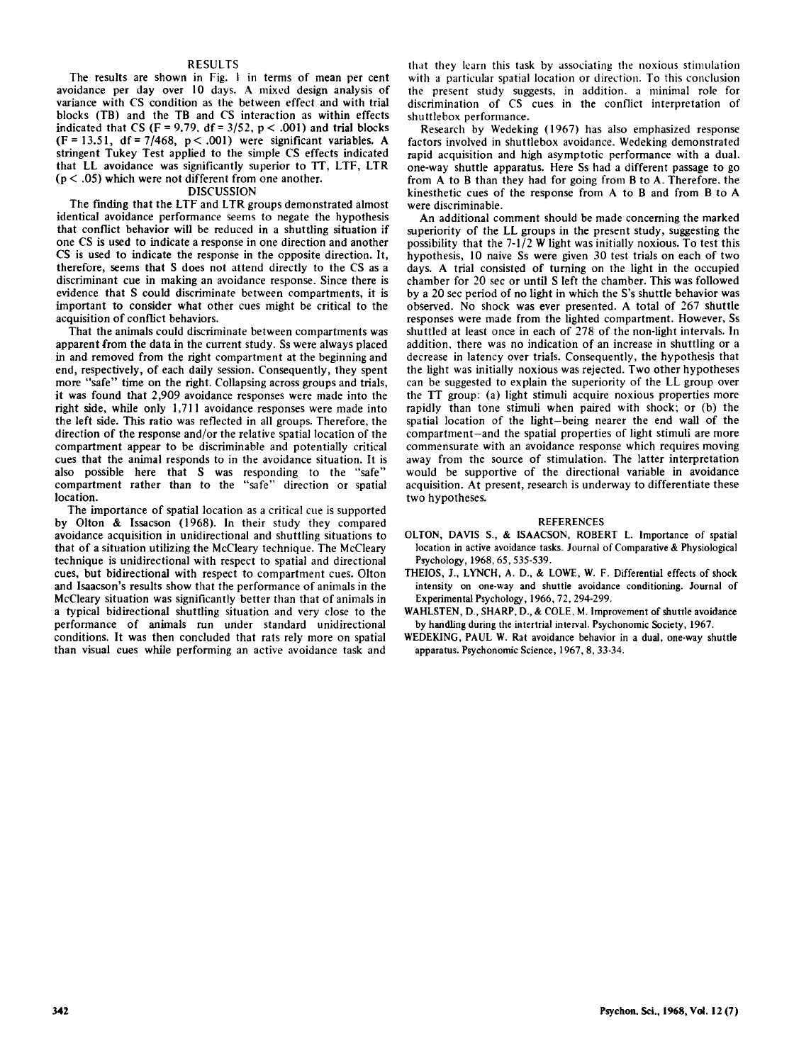## RESULTS

The results are shown in Fig. 1 in terms of mean per cent avoidance per day over 10 days. A mixed design analysis of variance with CS condition as the between effect and with trial blocks (TB) and the TB and CS interaction as within effects indicated that CS ($F = 9.79$, $df = 3/52$, $p < .001$) and trial blocks ($F = 13.51$, $df = 7/468$, $p < .001$) were significant variables. A stringent Tukey Test applied to the simple CS effects indicated that LL avoidance was significantly superior to TT, LTF, LTR ($p < .05$) which were not different from one another.

## DISCUSSION

The finding that the LTF and LTR groups demonstrated almost identical avoidance performance seems to negate the hypothesis that conflict behavior will be reduced in a shuttling situation if one CS is used to indicate a response in one direction and another CS is used to indicate the response in the opposite direction. It, therefore, seems that S does not attend directly to the CS as a discriminant cue in making an avoidance response. Since there is evidence that S could discriminate between compartments, it is important to consider what other cues might be critical to the acquisition of conflict behaviors.

That the animals could discriminate between compartments was apparent from the data in the current study. Ss were always placed in and removed from the right compartment at the beginning and end, respectively, of each daily session. Consequently, they spent more "safe" time on the right. Collapsing across groups and trials, it was found that 2,909 avoidance responses were made into the right side, while only 1,711 avoidance responses were made into the left side. This ratio was reflected in all groups. Therefore, the direction of the response and/or the relative spatial location of the compartment appear to be discriminable and potentially critical cues that the animal responds to in the avoidance situation. It is also possible here that S was responding to the "safe" compartment rather than to the "safe" direction or spatial location.

The importance of spatial location as a critical cue is supported by Olton & Issacson (1968). In their study they compared avoidance acquisition in unidirectional and shuttling situations to that of a situation utilizing the McCleary technique. The McCleary technique is unidirectional with respect to spatial and directional cues, but bidirectional with respect to compartment cues. Olton and Isaacson's results show that the performance of animals in the McCleary situation was significantly better than that of animals in a typical bidirectional shuttling situation and very close to the performance of animals run under standard unidirectional conditions. It was then concluded that rats rely more on spatial than visual cues while performing an active avoidance task and that they learn this task by associating the noxious stimulation with a particular spatial location or direction. To this conclusion the present study suggests, in addition, a minimal role for discrimination of CS cues in the conflict interpretation of shuttlebox performance.

Research by Wedeking (1967) has also emphasized response factors involved in shuttlebox avoidance. Wedeking demonstrated rapid acquisition and high asymptotic performance with a dual, one-way shuttle apparatus. Here Ss had a different passage to go from A to B than they had for going from B to A. Therefore, the kinesthetic cues of the response from A to B and from B to A were discriminable.

An additional comment should be made concerning the marked superiority of the LL groups in the present study, suggesting the possibility that the 7-1/2 W light was initially noxious. To test this hypothesis, 10 naive Ss were given 30 test trials on each of two days. A trial consisted of turning on the light in the occupied chamber for 20 sec or until S left the chamber. This was followed by a 20 sec period of no light in which the S's shuttle behavior was observed. No shock was ever presented. A total of 267 shuttle responses were made from the lighted compartment. However, Ss shuttled at least once in each of 278 of the non-light intervals. In addition, there was no indication of an increase in shuttling or a decrease in latency over trials. Consequently, the hypothesis that the light was initially noxious was rejected. Two other hypotheses can be suggested to explain the superiority of the LL group over the TT group: (a) light stimuli acquire noxious properties more rapidly than tone stimuli when paired with shock; or (b) the spatial location of the light—being nearer the end wall of the compartment—and the spatial properties of light stimuli are more commensurate with an avoidance response which requires moving away from the source of stimulation. The latter interpretation would be supportive of the directional variable in avoidance acquisition. At present, research is underway to differentiate these two hypotheses.

## REFERENCES

OLTON, DAVIS S., & ISAACSON, ROBERT L. Importance of spatial location in active avoidance tasks. Journal of Comparative & Physiological Psychology, 1968, 65, 535-539.

THEIOS, J., LYNCH, A. D., & LOWE, W. F. Differential effects of shock intensity on one-way and shuttle avoidance conditioning. Journal of Experimental Psychology, 1966, 72, 294-299.

WAHLSTEN, D., SHARP, D., & COLE, M. Improvement of shuttle avoidance by handling during the intertrial interval. Psychonomic Society, 1967.

WEDEKING, PAUL W. Rat avoidance behavior in a dual, one-way shuttle apparatus. Psychonomic Science, 1967, 8, 33-34.